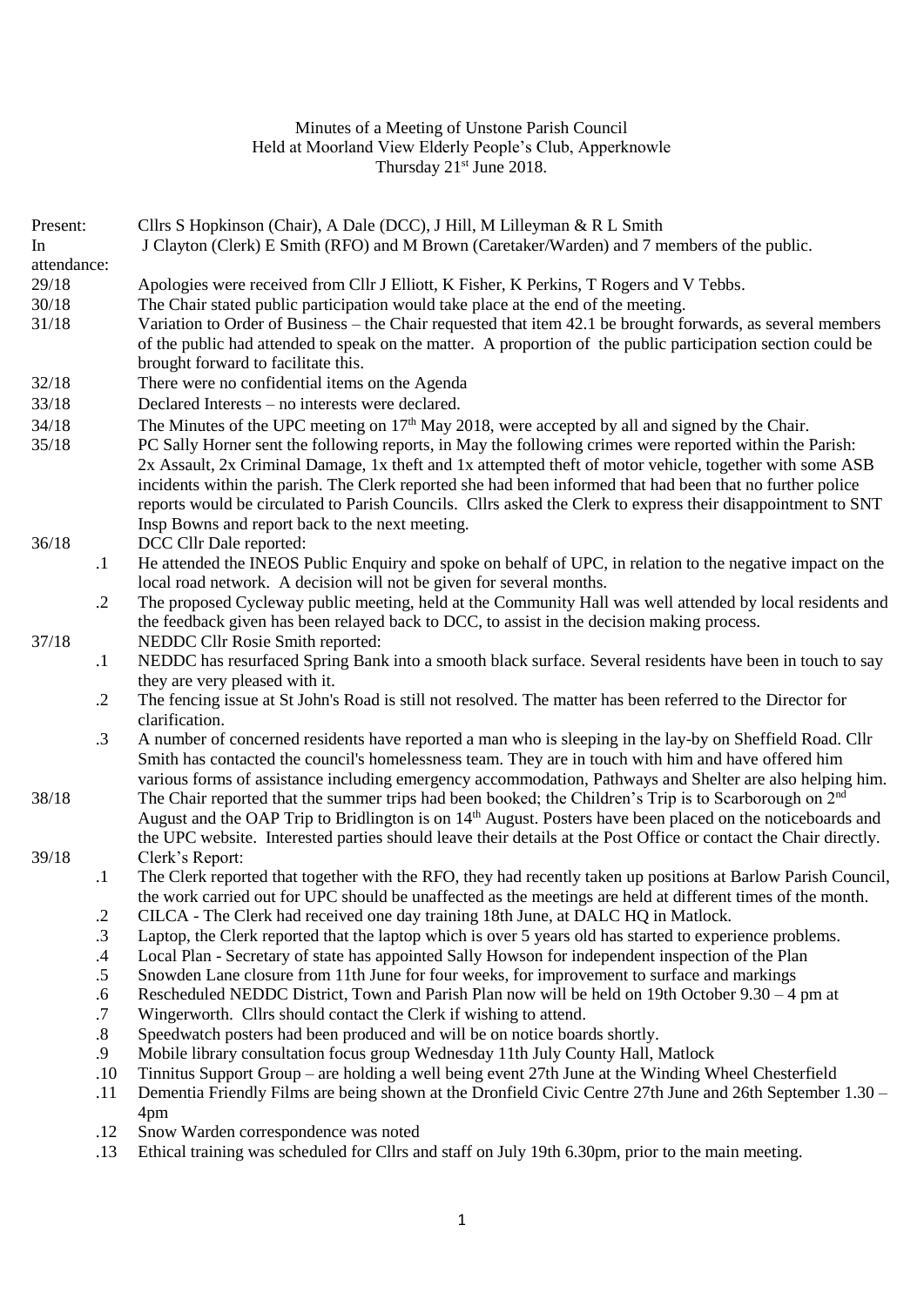Minutes of a Meeting of Unstone Parish Council
Held at Moorland View Elderly People's Club, Apperknowle
Thursday 21st June 2018.

Present: Cllrs S Hopkinson (Chair), A Dale (DCC), J Hill, M Lilleyman & R L Smith

In attendance: J Clayton (Clerk) E Smith (RFO) and M Brown (Caretaker/Warden) and 7 members of the public.

29/18 Apologies were received from Cllr J Elliott, K Fisher, K Perkins, T Rogers and V Tebbs.

30/18 The Chair stated public participation would take place at the end of the meeting.

31/18 Variation to Order of Business – the Chair requested that item 42.1 be brought forwards, as several members of the public had attended to speak on the matter. A proportion of the public participation section could be brought forward to facilitate this.

32/18 There were no confidential items on the Agenda

33/18 Declared Interests – no interests were declared.

34/18 The Minutes of the UPC meeting on 17th May 2018, were accepted by all and signed by the Chair.

35/18 PC Sally Horner sent the following reports, in May the following crimes were reported within the Parish: 2x Assault, 2x Criminal Damage, 1x theft and 1x attempted theft of motor vehicle, together with some ASB incidents within the parish. The Clerk reported she had been informed that had been that no further police reports would be circulated to Parish Councils. Cllrs asked the Clerk to express their disappointment to SNT Insp Bowns and report back to the next meeting.

36/18 DCC Cllr Dale reported:

- .1 He attended the INEOS Public Enquiry and spoke on behalf of UPC, in relation to the negative impact on the local road network. A decision will not be given for several months.
- .2 The proposed Cycleway public meeting, held at the Community Hall was well attended by local residents and the feedback given has been relayed back to DCC, to assist in the decision making process.

37/18 NEDDC Cllr Rosie Smith reported:

- .1 NEDDC has resurfaced Spring Bank into a smooth black surface. Several residents have been in touch to say they are very pleased with it.
- .2 The fencing issue at St John's Road is still not resolved. The matter has been referred to the Director for clarification.
- .3 A number of concerned residents have reported a man who is sleeping in the lay-by on Sheffield Road. Cllr Smith has contacted the council's homelessness team. They are in touch with him and have offered him various forms of assistance including emergency accommodation, Pathways and Shelter are also helping him.

38/18 The Chair reported that the summer trips had been booked; the Children's Trip is to Scarborough on 2nd August and the OAP Trip to Bridlington is on 14th August. Posters have been placed on the noticeboards and the UPC website. Interested parties should leave their details at the Post Office or contact the Chair directly.

39/18 Clerk's Report:

- .1 The Clerk reported that together with the RFO, they had recently taken up positions at Barlow Parish Council, the work carried out for UPC should be unaffected as the meetings are held at different times of the month.
- .2 CILCA - The Clerk had received one day training 18th June, at DALC HQ in Matlock.
- .3 Laptop, the Clerk reported that the laptop which is over 5 years old has started to experience problems.
- .4 Local Plan - Secretary of state has appointed Sally Howson for independent inspection of the Plan
- .5 Snowden Lane closure from 11th June for four weeks, for improvement to surface and markings
- .6 Rescheduled NEDDC District, Town and Parish Plan now will be held on 19th October 9.30 – 4 pm at
- .7 Wingerworth. Cllrs should contact the Clerk if wishing to attend.
- .8 Speedwatch posters had been produced and will be on notice boards shortly.
- .9 Mobile library consultation focus group Wednesday 11th July County Hall, Matlock
- .10 Tinnitus Support Group – are holding a well being event 27th June at the Winding Wheel Chesterfield
- .11 Dementia Friendly Films are being shown at the Dronfield Civic Centre 27th June and 26th September 1.30 – 4pm
- .12 Snow Warden correspondence was noted
- .13 Ethical training was scheduled for Cllrs and staff on July 19th 6.30pm, prior to the main meeting.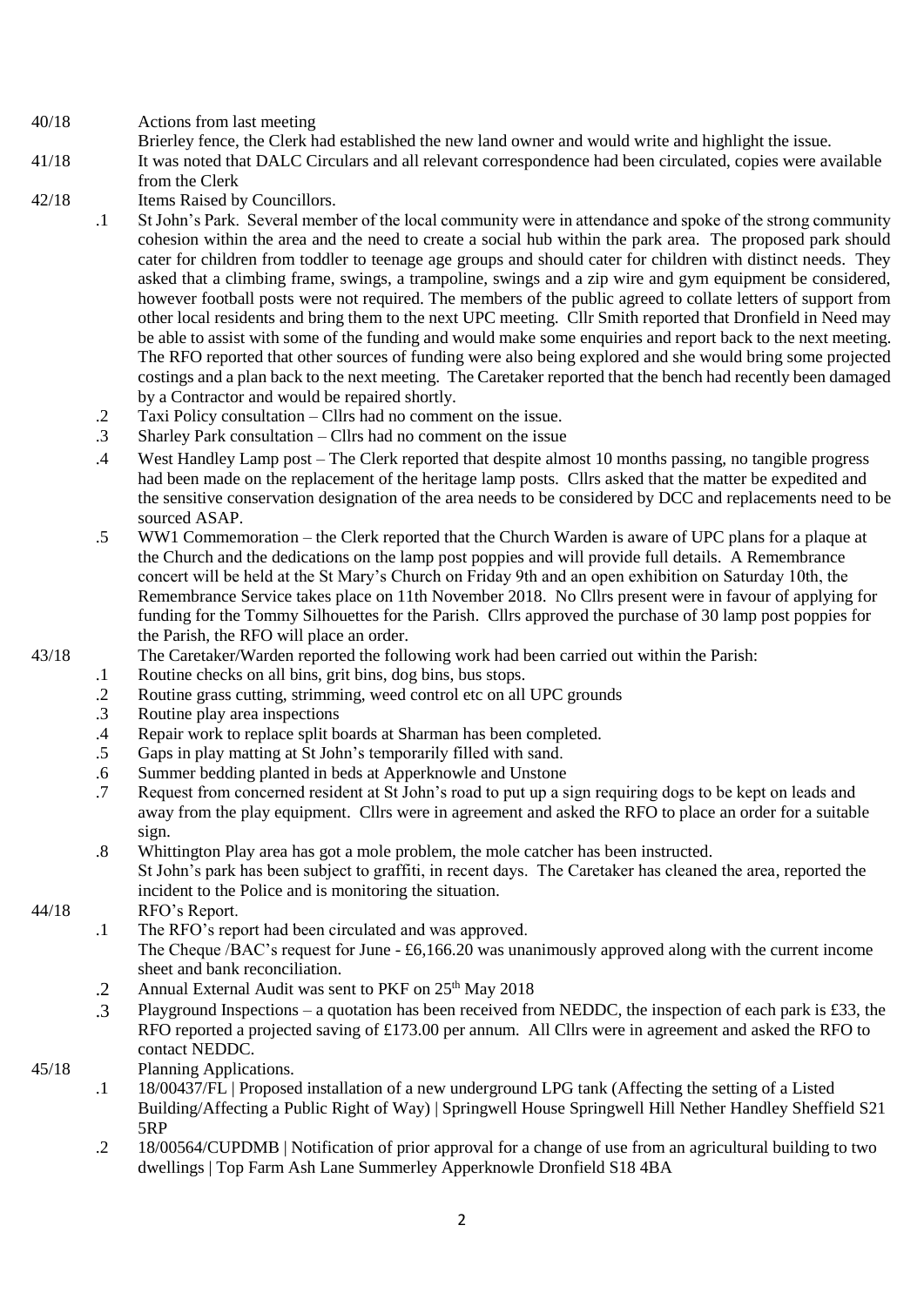40/18 Actions from last meeting

Brierley fence, the Clerk had established the new land owner and would write and highlight the issue.

41/18 It was noted that DALC Circulars and all relevant correspondence had been circulated, copies were available from the Clerk

42/18 Items Raised by Councillors.

.1 St John's Park. Several member of the local community were in attendance and spoke of the strong community cohesion within the area and the need to create a social hub within the park area. The proposed park should cater for children from toddler to teenage age groups and should cater for children with distinct needs. They asked that a climbing frame, swings, a trampoline, swings and a zip wire and gym equipment be considered, however football posts were not required. The members of the public agreed to collate letters of support from other local residents and bring them to the next UPC meeting. Cllr Smith reported that Dronfield in Need may be able to assist with some of the funding and would make some enquiries and report back to the next meeting. The RFO reported that other sources of funding were also being explored and she would bring some projected costings and a plan back to the next meeting. The Caretaker reported that the bench had recently been damaged by a Contractor and would be repaired shortly.

.2 Taxi Policy consultation – Cllrs had no comment on the issue.

.3 Sharley Park consultation – Cllrs had no comment on the issue

.4 West Handley Lamp post – The Clerk reported that despite almost 10 months passing, no tangible progress had been made on the replacement of the heritage lamp posts. Cllrs asked that the matter be expedited and the sensitive conservation designation of the area needs to be considered by DCC and replacements need to be sourced ASAP.

.5 WW1 Commemoration – the Clerk reported that the Church Warden is aware of UPC plans for a plaque at the Church and the dedications on the lamp post poppies and will provide full details. A Remembrance concert will be held at the St Mary's Church on Friday 9th and an open exhibition on Saturday 10th, the Remembrance Service takes place on 11th November 2018. No Cllrs present were in favour of applying for funding for the Tommy Silhouettes for the Parish. Cllrs approved the purchase of 30 lamp post poppies for the Parish, the RFO will place an order.

43/18 The Caretaker/Warden reported the following work had been carried out within the Parish:

.1 Routine checks on all bins, grit bins, dog bins, bus stops.

.2 Routine grass cutting, strimming, weed control etc on all UPC grounds

.3 Routine play area inspections

.4 Repair work to replace split boards at Sharman has been completed.

.5 Gaps in play matting at St John's temporarily filled with sand.

.6 Summer bedding planted in beds at Apperknowle and Unstone

.7 Request from concerned resident at St John's road to put up a sign requiring dogs to be kept on leads and away from the play equipment. Cllrs were in agreement and asked the RFO to place an order for a suitable sign.

.8 Whittington Play area has got a mole problem, the mole catcher has been instructed.

St John's park has been subject to graffiti, in recent days. The Caretaker has cleaned the area, reported the incident to the Police and is monitoring the situation.

44/18 RFO's Report.

.1 The RFO's report had been circulated and was approved.

The Cheque /BAC's request for June - £6,166.20 was unanimously approved along with the current income sheet and bank reconciliation.

.2 Annual External Audit was sent to PKF on 25th May 2018

.3 Playground Inspections – a quotation has been received from NEDDC, the inspection of each park is £33, the RFO reported a projected saving of £173.00 per annum. All Cllrs were in agreement and asked the RFO to contact NEDDC.

45/18 Planning Applications.

.1 18/00437/FL | Proposed installation of a new underground LPG tank (Affecting the setting of a Listed Building/Affecting a Public Right of Way) | Springwell House Springwell Hill Nether Handley Sheffield S21 5RP

.2 18/00564/CUPDMB | Notification of prior approval for a change of use from an agricultural building to two dwellings | Top Farm Ash Lane Summerley Apperknowle Dronfield S18 4BA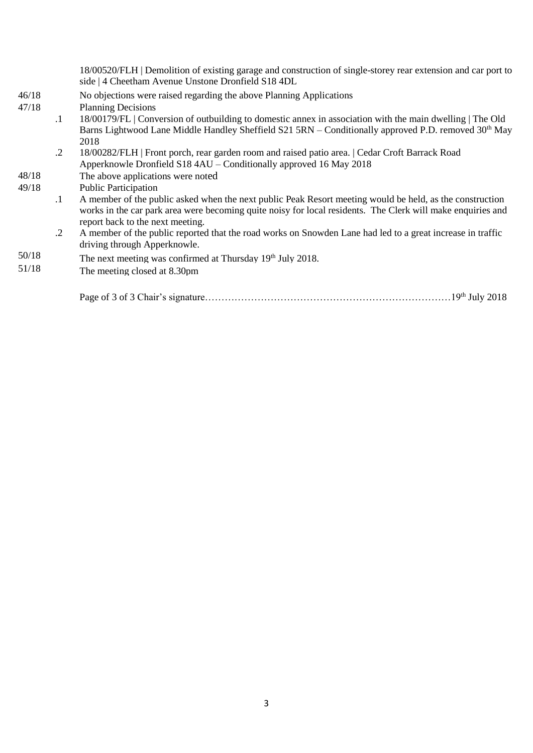18/00520/FLH | Demolition of existing garage and construction of single-storey rear extension and car port to side | 4 Cheetham Avenue Unstone Dronfield S18 4DL

46/18 No objections were raised regarding the above Planning Applications

47/18 Planning Decisions

.1 18/00179/FL | Conversion of outbuilding to domestic annex in association with the main dwelling | The Old Barns Lightwood Lane Middle Handley Sheffield S21 5RN – Conditionally approved P.D. removed 30th May 2018

.2 18/00282/FLH | Front porch, rear garden room and raised patio area. | Cedar Croft Barrack Road Apperknowle Dronfield S18 4AU – Conditionally approved 16 May 2018

48/18 The above applications were noted

49/18 Public Participation

.1 A member of the public asked when the next public Peak Resort meeting would be held, as the construction works in the car park area were becoming quite noisy for local residents. The Clerk will make enquiries and report back to the next meeting.

.2 A member of the public reported that the road works on Snowden Lane had led to a great increase in traffic driving through Apperknowle.

50/18 The next meeting was confirmed at Thursday 19th July 2018.

51/18 The meeting closed at 8.30pm

Chair's signature…………………………………………………………………19th July 2018